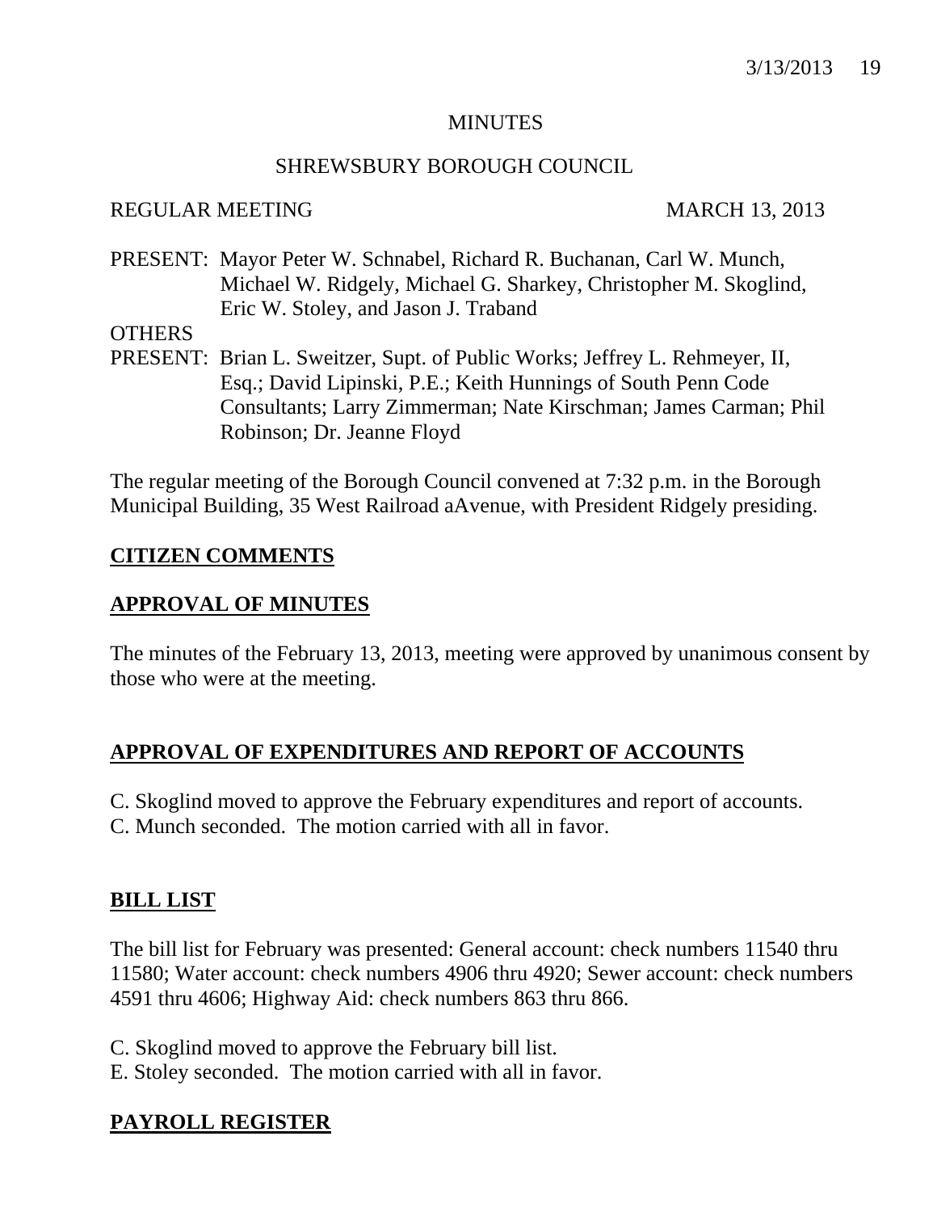MINUTES

SHREWSBURY BOROUGH COUNCIL

REGULAR MEETING MARCH 13, 2013

PRESENT: Mayor Peter W. Schnabel, Richard R. Buchanan, Carl W. Munch, Michael W. Ridgely, Michael G. Sharkey, Christopher M. Skoglind, Eric W. Stoley, and Jason J. Traband

OTHERS
PRESENT: Brian L. Sweitzer, Supt. of Public Works; Jeffrey L. Rehmeyer, II, Esq.; David Lipinski, P.E.; Keith Hunnings of South Penn Code Consultants; Larry Zimmerman; Nate Kirschman; James Carman; Phil Robinson; Dr. Jeanne Floyd

The regular meeting of the Borough Council convened at 7:32 p.m. in the Borough Municipal Building, 35 West Railroad aAvenue, with President Ridgely presiding.

## CITIZEN COMMENTS

## APPROVAL OF MINUTES

The minutes of the February 13, 2013, meeting were approved by unanimous consent by those who were at the meeting.

## APPROVAL OF EXPENDITURES AND REPORT OF ACCOUNTS

C. Skoglind moved to approve the February expenditures and report of accounts.
C. Munch seconded. The motion carried with all in favor.

## BILL LIST

The bill list for February was presented: General account: check numbers 11540 thru 11580; Water account: check numbers 4906 thru 4920; Sewer account: check numbers 4591 thru 4606; Highway Aid: check numbers 863 thru 866.

C. Skoglind moved to approve the February bill list.
E. Stoley seconded. The motion carried with all in favor.

## PAYROLL REGISTER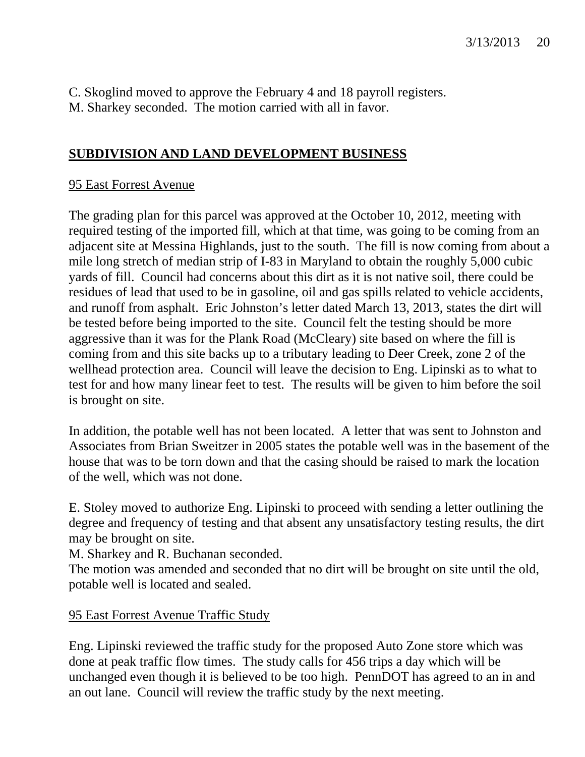C. Skoglind moved to approve the February 4 and 18 payroll registers.
M. Sharkey seconded. The motion carried with all in favor.

## **SUBDIVISION AND LAND DEVELOPMENT BUSINESS**

95 East Forrest Avenue

The grading plan for this parcel was approved at the October 10, 2012, meeting with required testing of the imported fill, which at that time, was going to be coming from an adjacent site at Messina Highlands, just to the south. The fill is now coming from about a mile long stretch of median strip of I-83 in Maryland to obtain the roughly 5,000 cubic yards of fill. Council had concerns about this dirt as it is not native soil, there could be residues of lead that used to be in gasoline, oil and gas spills related to vehicle accidents, and runoff from asphalt. Eric Johnston's letter dated March 13, 2013, states the dirt will be tested before being imported to the site. Council felt the testing should be more aggressive than it was for the Plank Road (McCleary) site based on where the fill is coming from and this site backs up to a tributary leading to Deer Creek, zone 2 of the wellhead protection area. Council will leave the decision to Eng. Lipinski as to what to test for and how many linear feet to test. The results will be given to him before the soil is brought on site.

In addition, the potable well has not been located. A letter that was sent to Johnston and Associates from Brian Sweitzer in 2005 states the potable well was in the basement of the house that was to be torn down and that the casing should be raised to mark the location of the well, which was not done.

E. Stoley moved to authorize Eng. Lipinski to proceed with sending a letter outlining the degree and frequency of testing and that absent any unsatisfactory testing results, the dirt may be brought on site.
M. Sharkey and R. Buchanan seconded.
The motion was amended and seconded that no dirt will be brought on site until the old, potable well is located and sealed.

95 East Forrest Avenue Traffic Study

Eng. Lipinski reviewed the traffic study for the proposed Auto Zone store which was done at peak traffic flow times. The study calls for 456 trips a day which will be unchanged even though it is believed to be too high. PennDOT has agreed to an in and an out lane. Council will review the traffic study by the next meeting.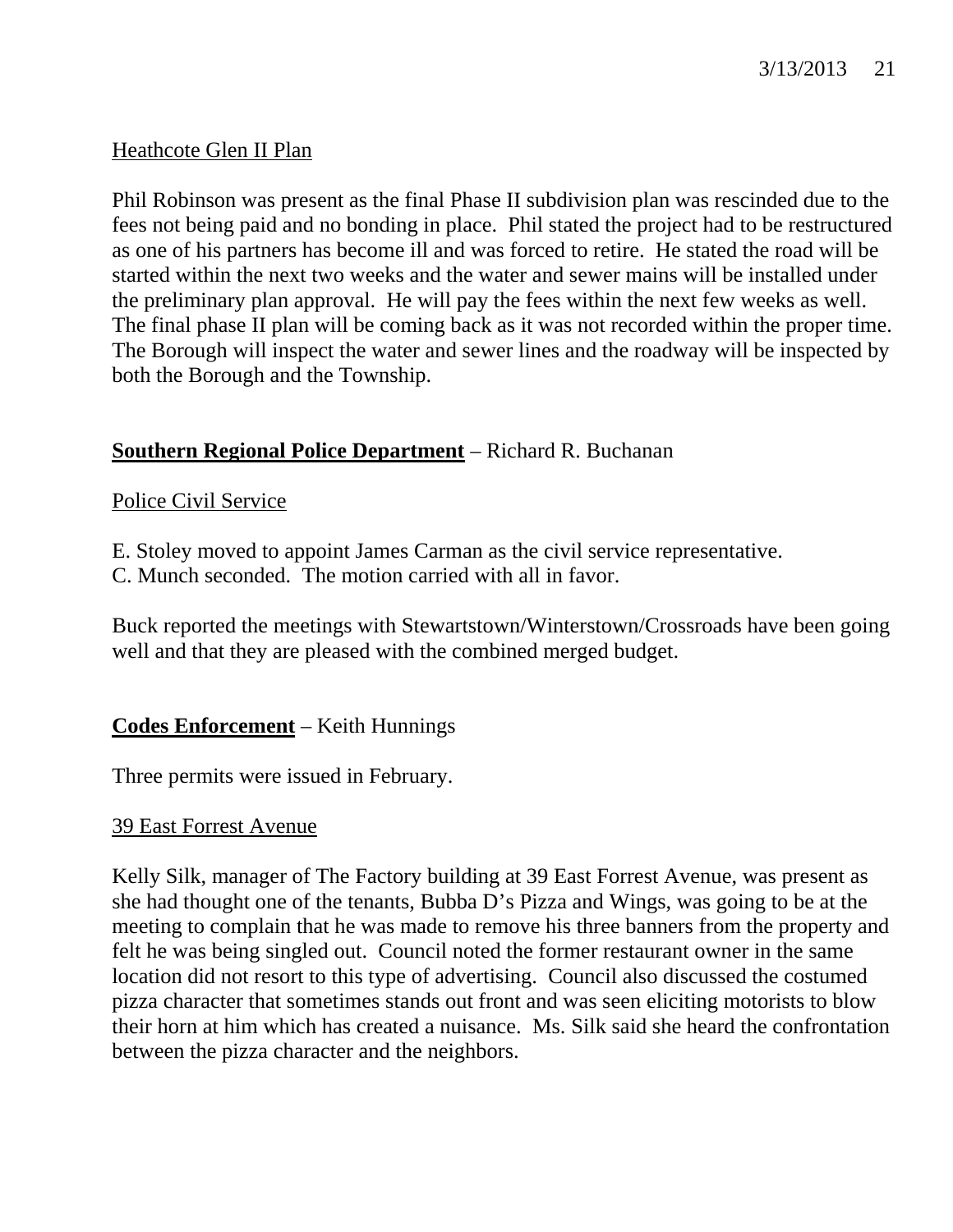Heathcote Glen II Plan

Phil Robinson was present as the final Phase II subdivision plan was rescinded due to the fees not being paid and no bonding in place. Phil stated the project had to be restructured as one of his partners has become ill and was forced to retire. He stated the road will be started within the next two weeks and the water and sewer mains will be installed under the preliminary plan approval. He will pay the fees within the next few weeks as well. The final phase II plan will be coming back as it was not recorded within the proper time. The Borough will inspect the water and sewer lines and the roadway will be inspected by both the Borough and the Township.

**Southern Regional Police Department** – Richard R. Buchanan

Police Civil Service

E. Stoley moved to appoint James Carman as the civil service representative.
C. Munch seconded. The motion carried with all in favor.

Buck reported the meetings with Stewartstown/Winterstown/Crossroads have been going well and that they are pleased with the combined merged budget.

**Codes Enforcement** – Keith Hunnings

Three permits were issued in February.

39 East Forrest Avenue

Kelly Silk, manager of The Factory building at 39 East Forrest Avenue, was present as she had thought one of the tenants, Bubba D's Pizza and Wings, was going to be at the meeting to complain that he was made to remove his three banners from the property and felt he was being singled out. Council noted the former restaurant owner in the same location did not resort to this type of advertising. Council also discussed the costumed pizza character that sometimes stands out front and was seen eliciting motorists to blow their horn at him which has created a nuisance. Ms. Silk said she heard the confrontation between the pizza character and the neighbors.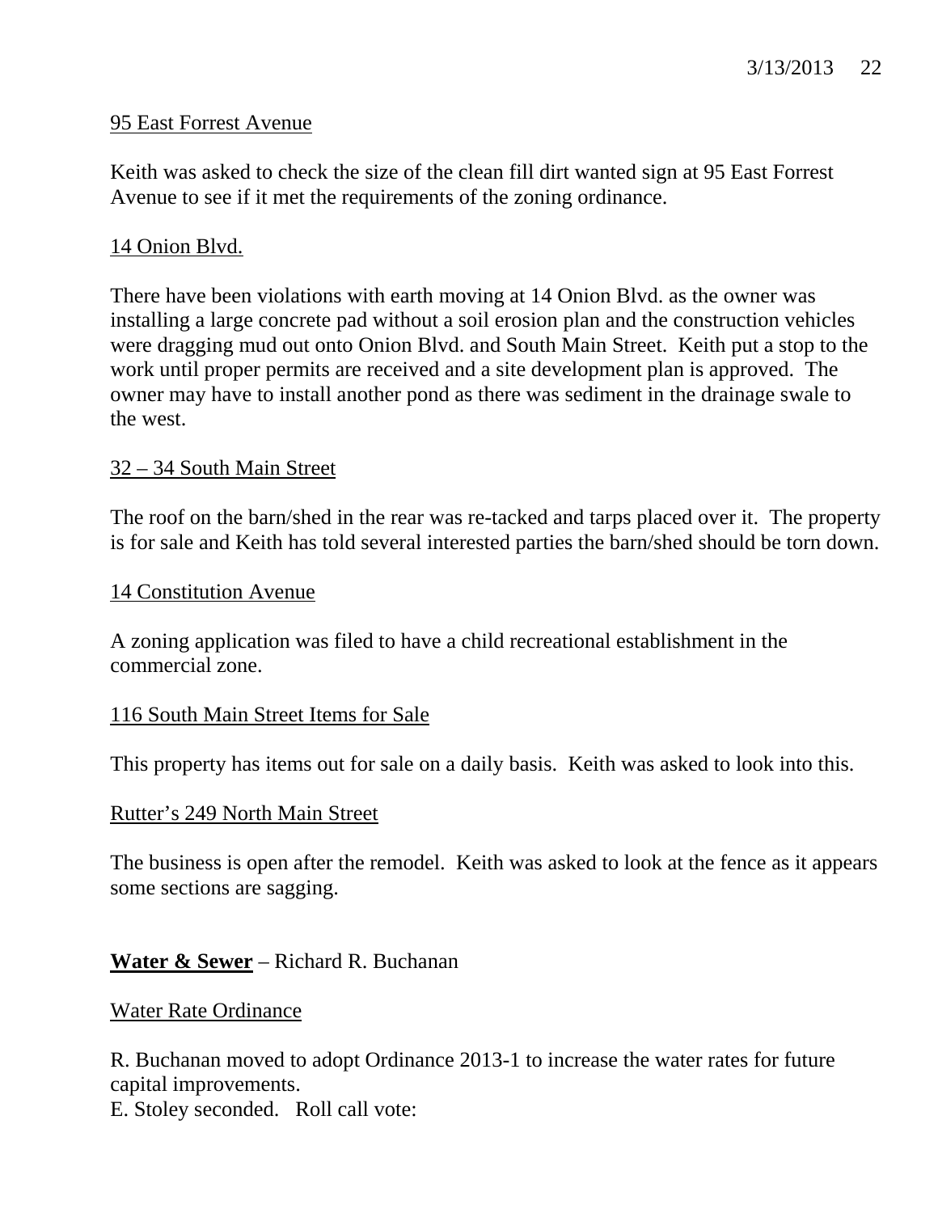95 East Forrest Avenue

Keith was asked to check the size of the clean fill dirt wanted sign at 95 East Forrest Avenue to see if it met the requirements of the zoning ordinance.

14 Onion Blvd.

There have been violations with earth moving at 14 Onion Blvd. as the owner was installing a large concrete pad without a soil erosion plan and the construction vehicles were dragging mud out onto Onion Blvd. and South Main Street. Keith put a stop to the work until proper permits are received and a site development plan is approved. The owner may have to install another pond as there was sediment in the drainage swale to the west.

32 – 34 South Main Street

The roof on the barn/shed in the rear was re-tacked and tarps placed over it. The property is for sale and Keith has told several interested parties the barn/shed should be torn down.

14 Constitution Avenue

A zoning application was filed to have a child recreational establishment in the commercial zone.

116 South Main Street Items for Sale

This property has items out for sale on a daily basis. Keith was asked to look into this.

Rutter's 249 North Main Street

The business is open after the remodel. Keith was asked to look at the fence as it appears some sections are sagging.

**Water & Sewer** – Richard R. Buchanan

Water Rate Ordinance

R. Buchanan moved to adopt Ordinance 2013-1 to increase the water rates for future capital improvements.
E. Stoley seconded. Roll call vote: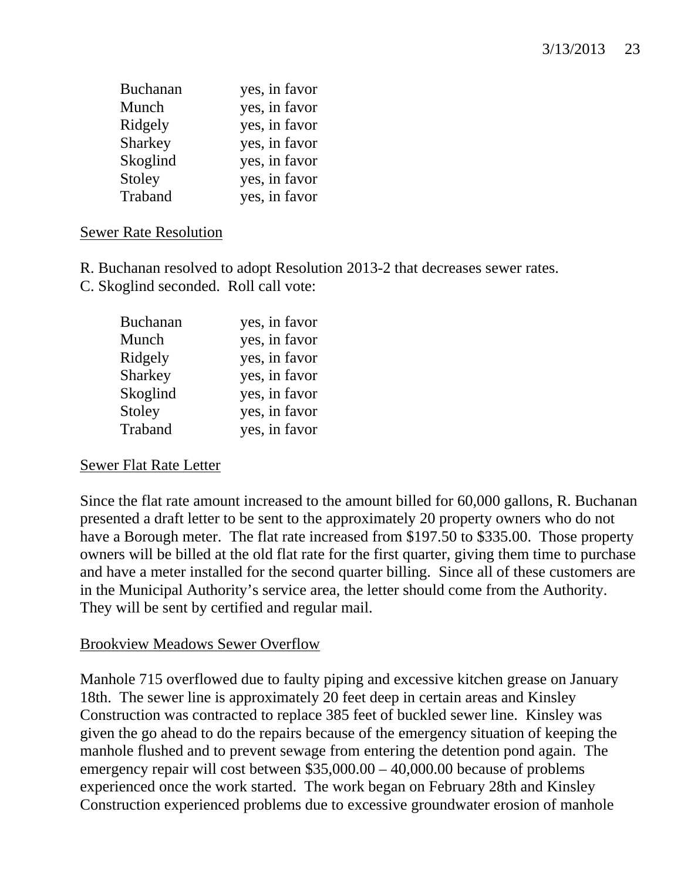| | |
|---|---|
| Buchanan | yes, in favor |
| Munch | yes, in favor |
| Ridgely | yes, in favor |
| Sharkey | yes, in favor |
| Skoglind | yes, in favor |
| Stoley | yes, in favor |
| Traband | yes, in favor |

Sewer Rate Resolution

R. Buchanan resolved to adopt Resolution 2013-2 that decreases sewer rates.
C. Skoglind seconded. Roll call vote:

| | |
|---|---|
| Buchanan | yes, in favor |
| Munch | yes, in favor |
| Ridgely | yes, in favor |
| Sharkey | yes, in favor |
| Skoglind | yes, in favor |
| Stoley | yes, in favor |
| Traband | yes, in favor |

Sewer Flat Rate Letter

Since the flat rate amount increased to the amount billed for 60,000 gallons, R. Buchanan presented a draft letter to be sent to the approximately 20 property owners who do not have a Borough meter. The flat rate increased from $197.50 to $335.00. Those property owners will be billed at the old flat rate for the first quarter, giving them time to purchase and have a meter installed for the second quarter billing. Since all of these customers are in the Municipal Authority's service area, the letter should come from the Authority. They will be sent by certified and regular mail.

Brookview Meadows Sewer Overflow

Manhole 715 overflowed due to faulty piping and excessive kitchen grease on January 18th. The sewer line is approximately 20 feet deep in certain areas and Kinsley Construction was contracted to replace 385 feet of buckled sewer line. Kinsley was given the go ahead to do the repairs because of the emergency situation of keeping the manhole flushed and to prevent sewage from entering the detention pond again. The emergency repair will cost between $35,000.00 – 40,000.00 because of problems experienced once the work started. The work began on February 28th and Kinsley Construction experienced problems due to excessive groundwater erosion of manhole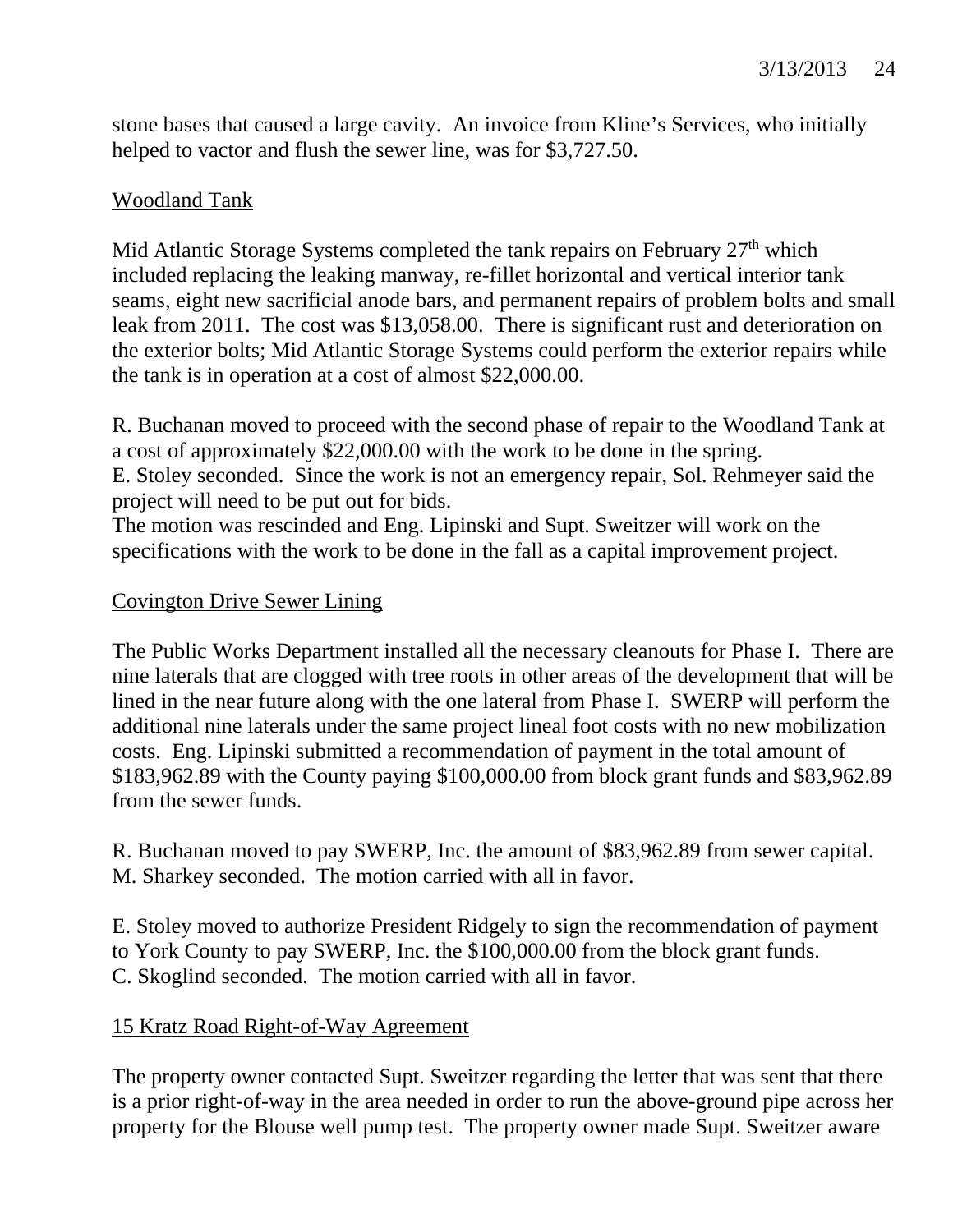stone bases that caused a large cavity. An invoice from Kline's Services, who initially helped to vactor and flush the sewer line, was for $3,727.50.

## Woodland Tank

Mid Atlantic Storage Systems completed the tank repairs on February 27th which included replacing the leaking manway, re-fillet horizontal and vertical interior tank seams, eight new sacrificial anode bars, and permanent repairs of problem bolts and small leak from 2011. The cost was $13,058.00. There is significant rust and deterioration on the exterior bolts; Mid Atlantic Storage Systems could perform the exterior repairs while the tank is in operation at a cost of almost $22,000.00.

R. Buchanan moved to proceed with the second phase of repair to the Woodland Tank at a cost of approximately $22,000.00 with the work to be done in the spring.
E. Stoley seconded. Since the work is not an emergency repair, Sol. Rehmeyer said the project will need to be put out for bids.
The motion was rescinded and Eng. Lipinski and Supt. Sweitzer will work on the specifications with the work to be done in the fall as a capital improvement project.

## Covington Drive Sewer Lining

The Public Works Department installed all the necessary cleanouts for Phase I. There are nine laterals that are clogged with tree roots in other areas of the development that will be lined in the near future along with the one lateral from Phase I. SWERP will perform the additional nine laterals under the same project lineal foot costs with no new mobilization costs. Eng. Lipinski submitted a recommendation of payment in the total amount of $183,962.89 with the County paying $100,000.00 from block grant funds and $83,962.89 from the sewer funds.

R. Buchanan moved to pay SWERP, Inc. the amount of $83,962.89 from sewer capital.
M. Sharkey seconded. The motion carried with all in favor.

E. Stoley moved to authorize President Ridgely to sign the recommendation of payment to York County to pay SWERP, Inc. the $100,000.00 from the block grant funds.
C. Skoglind seconded. The motion carried with all in favor.

## 15 Kratz Road Right-of-Way Agreement

The property owner contacted Supt. Sweitzer regarding the letter that was sent that there is a prior right-of-way in the area needed in order to run the above-ground pipe across her property for the Blouse well pump test. The property owner made Supt. Sweitzer aware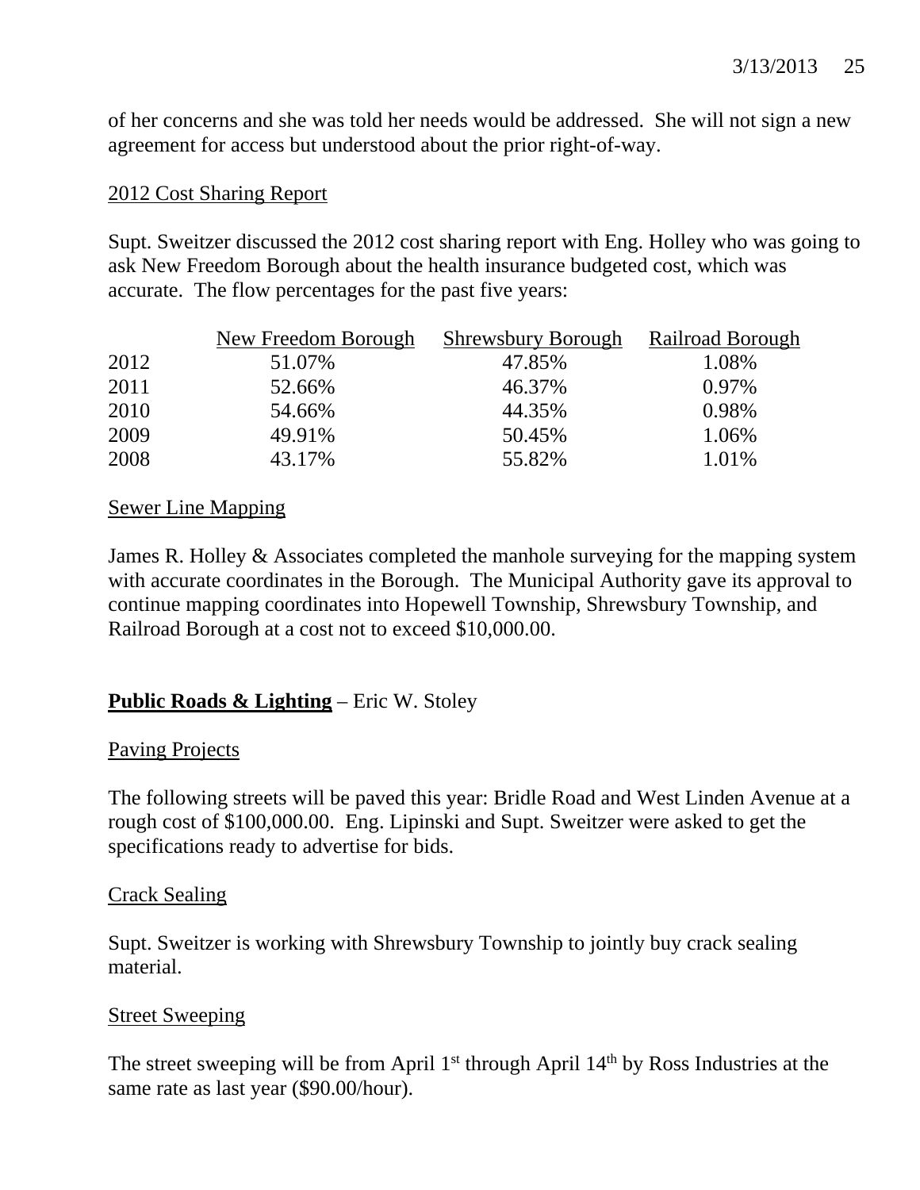of her concerns and she was told her needs would be addressed. She will not sign a new agreement for access but understood about the prior right-of-way.

2012 Cost Sharing Report

Supt. Sweitzer discussed the 2012 cost sharing report with Eng. Holley who was going to ask New Freedom Borough about the health insurance budgeted cost, which was accurate. The flow percentages for the past five years:

| | New Freedom Borough | Shrewsbury Borough | Railroad Borough |
|---|---|---|---|
| 2012 | 51.07% | 47.85% | 1.08% |
| 2011 | 52.66% | 46.37% | 0.97% |
| 2010 | 54.66% | 44.35% | 0.98% |
| 2009 | 49.91% | 50.45% | 1.06% |
| 2008 | 43.17% | 55.82% | 1.01% |

Sewer Line Mapping

James R. Holley & Associates completed the manhole surveying for the mapping system with accurate coordinates in the Borough. The Municipal Authority gave its approval to continue mapping coordinates into Hopewell Township, Shrewsbury Township, and Railroad Borough at a cost not to exceed $10,000.00.

**Public Roads & Lighting** – Eric W. Stoley

Paving Projects

The following streets will be paved this year: Bridle Road and West Linden Avenue at a rough cost of $100,000.00. Eng. Lipinski and Supt. Sweitzer were asked to get the specifications ready to advertise for bids.

Crack Sealing

Supt. Sweitzer is working with Shrewsbury Township to jointly buy crack sealing material.

Street Sweeping

The street sweeping will be from April 1st through April 14th by Ross Industries at the same rate as last year ($90.00/hour).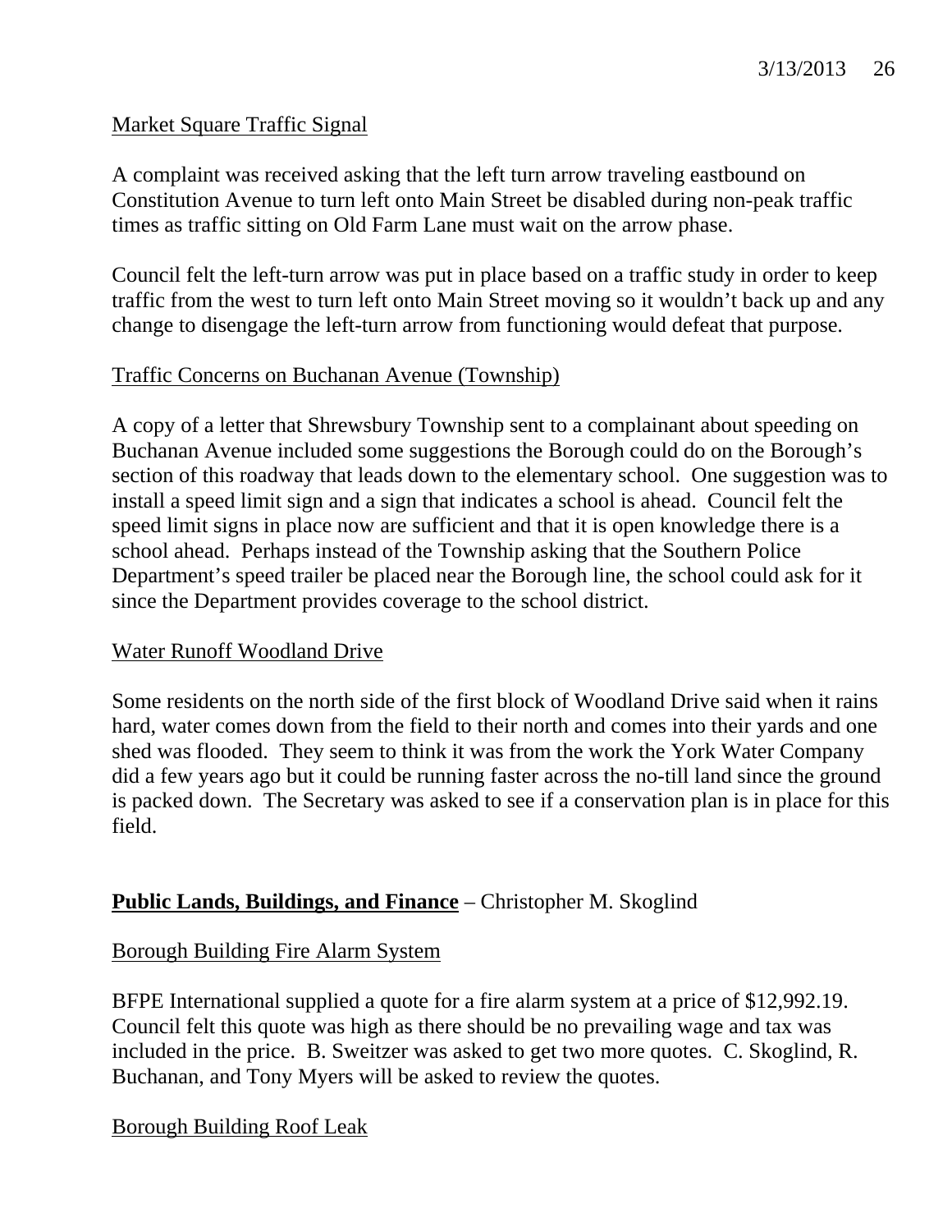Market Square Traffic Signal

A complaint was received asking that the left turn arrow traveling eastbound on Constitution Avenue to turn left onto Main Street be disabled during non-peak traffic times as traffic sitting on Old Farm Lane must wait on the arrow phase.

Council felt the left-turn arrow was put in place based on a traffic study in order to keep traffic from the west to turn left onto Main Street moving so it wouldn't back up and any change to disengage the left-turn arrow from functioning would defeat that purpose.

Traffic Concerns on Buchanan Avenue (Township)

A copy of a letter that Shrewsbury Township sent to a complainant about speeding on Buchanan Avenue included some suggestions the Borough could do on the Borough's section of this roadway that leads down to the elementary school. One suggestion was to install a speed limit sign and a sign that indicates a school is ahead. Council felt the speed limit signs in place now are sufficient and that it is open knowledge there is a school ahead. Perhaps instead of the Township asking that the Southern Police Department's speed trailer be placed near the Borough line, the school could ask for it since the Department provides coverage to the school district.

Water Runoff Woodland Drive

Some residents on the north side of the first block of Woodland Drive said when it rains hard, water comes down from the field to their north and comes into their yards and one shed was flooded. They seem to think it was from the work the York Water Company did a few years ago but it could be running faster across the no-till land since the ground is packed down. The Secretary was asked to see if a conservation plan is in place for this field.

**Public Lands, Buildings, and Finance** – Christopher M. Skoglind

Borough Building Fire Alarm System

BFPE International supplied a quote for a fire alarm system at a price of $12,992.19. Council felt this quote was high as there should be no prevailing wage and tax was included in the price. B. Sweitzer was asked to get two more quotes. C. Skoglind, R. Buchanan, and Tony Myers will be asked to review the quotes.

Borough Building Roof Leak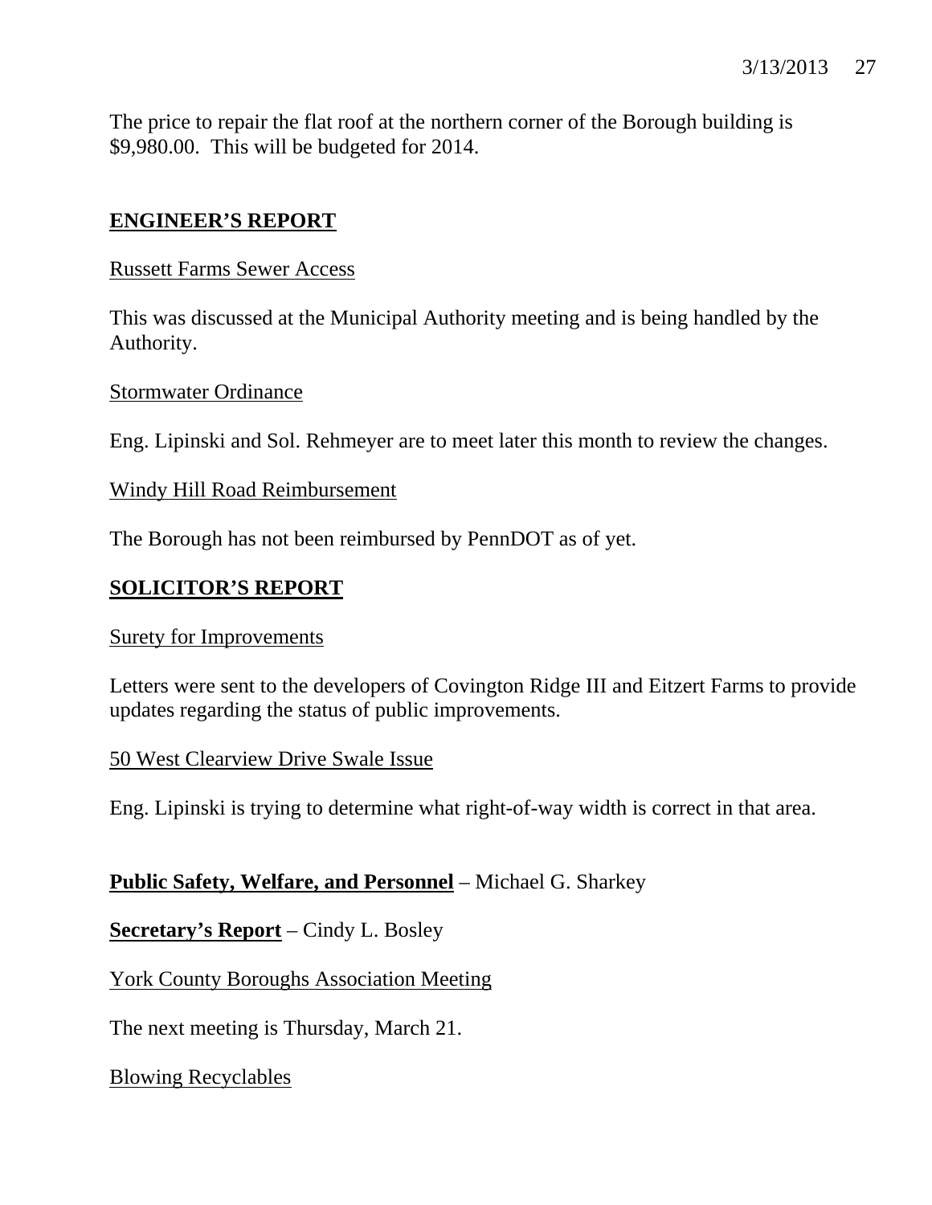The price to repair the flat roof at the northern corner of the Borough building is $9,980.00. This will be budgeted for 2014.

## ENGINEER'S REPORT

Russett Farms Sewer Access

This was discussed at the Municipal Authority meeting and is being handled by the Authority.

Stormwater Ordinance

Eng. Lipinski and Sol. Rehmeyer are to meet later this month to review the changes.

Windy Hill Road Reimbursement

The Borough has not been reimbursed by PennDOT as of yet.

## SOLICITOR'S REPORT

Surety for Improvements

Letters were sent to the developers of Covington Ridge III and Eitzert Farms to provide updates regarding the status of public improvements.

50 West Clearview Drive Swale Issue

Eng. Lipinski is trying to determine what right-of-way width is correct in that area.

**Public Safety, Welfare, and Personnel** – Michael G. Sharkey

**Secretary's Report** – Cindy L. Bosley

York County Boroughs Association Meeting

The next meeting is Thursday, March 21.

Blowing Recyclables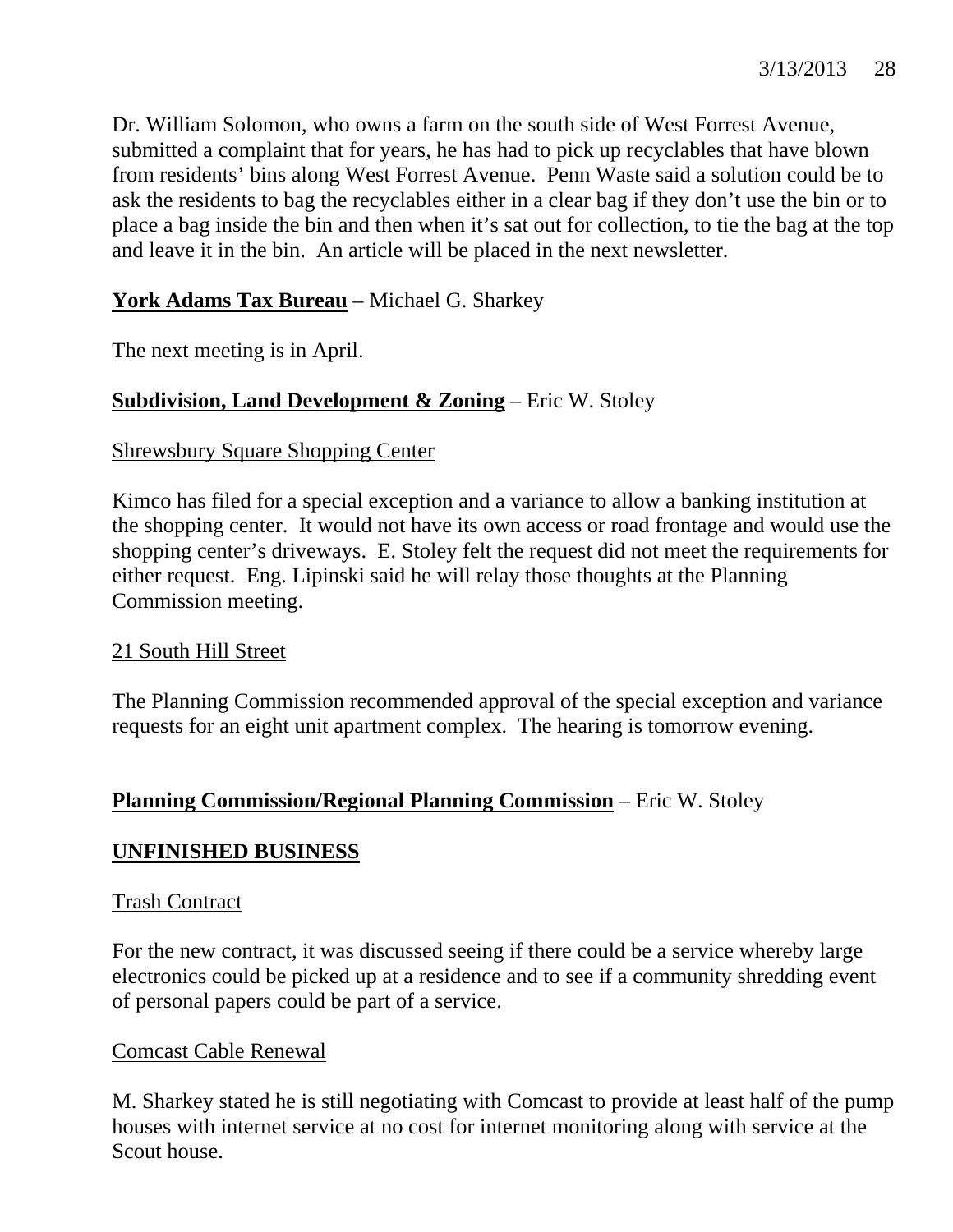Dr. William Solomon, who owns a farm on the south side of West Forrest Avenue, submitted a complaint that for years, he has had to pick up recyclables that have blown from residents' bins along West Forrest Avenue. Penn Waste said a solution could be to ask the residents to bag the recyclables either in a clear bag if they don't use the bin or to place a bag inside the bin and then when it's sat out for collection, to tie the bag at the top and leave it in the bin. An article will be placed in the next newsletter.

**York Adams Tax Bureau** – Michael G. Sharkey

The next meeting is in April.

**Subdivision, Land Development & Zoning** – Eric W. Stoley

Shrewsbury Square Shopping Center

Kimco has filed for a special exception and a variance to allow a banking institution at the shopping center. It would not have its own access or road frontage and would use the shopping center's driveways. E. Stoley felt the request did not meet the requirements for either request. Eng. Lipinski said he will relay those thoughts at the Planning Commission meeting.

21 South Hill Street

The Planning Commission recommended approval of the special exception and variance requests for an eight unit apartment complex. The hearing is tomorrow evening.

**Planning Commission/Regional Planning Commission** – Eric W. Stoley

## UNFINISHED BUSINESS

Trash Contract

For the new contract, it was discussed seeing if there could be a service whereby large electronics could be picked up at a residence and to see if a community shredding event of personal papers could be part of a service.

Comcast Cable Renewal

M. Sharkey stated he is still negotiating with Comcast to provide at least half of the pump houses with internet service at no cost for internet monitoring along with service at the Scout house.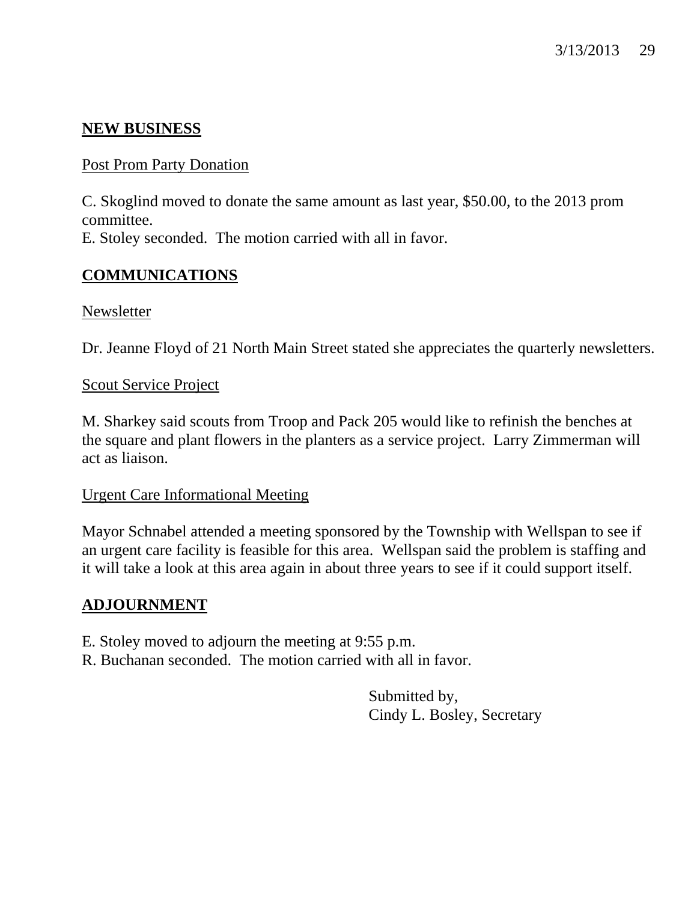## NEW BUSINESS

Post Prom Party Donation

C. Skoglind moved to donate the same amount as last year, $50.00, to the 2013 prom committee.
E. Stoley seconded. The motion carried with all in favor.

## COMMUNICATIONS

Newsletter

Dr. Jeanne Floyd of 21 North Main Street stated she appreciates the quarterly newsletters.

Scout Service Project

M. Sharkey said scouts from Troop and Pack 205 would like to refinish the benches at the square and plant flowers in the planters as a service project. Larry Zimmerman will act as liaison.

Urgent Care Informational Meeting

Mayor Schnabel attended a meeting sponsored by the Township with Wellspan to see if an urgent care facility is feasible for this area. Wellspan said the problem is staffing and it will take a look at this area again in about three years to see if it could support itself.

## ADJOURNMENT

E. Stoley moved to adjourn the meeting at 9:55 p.m.
R. Buchanan seconded. The motion carried with all in favor.

Submitted by,
Cindy L. Bosley, Secretary